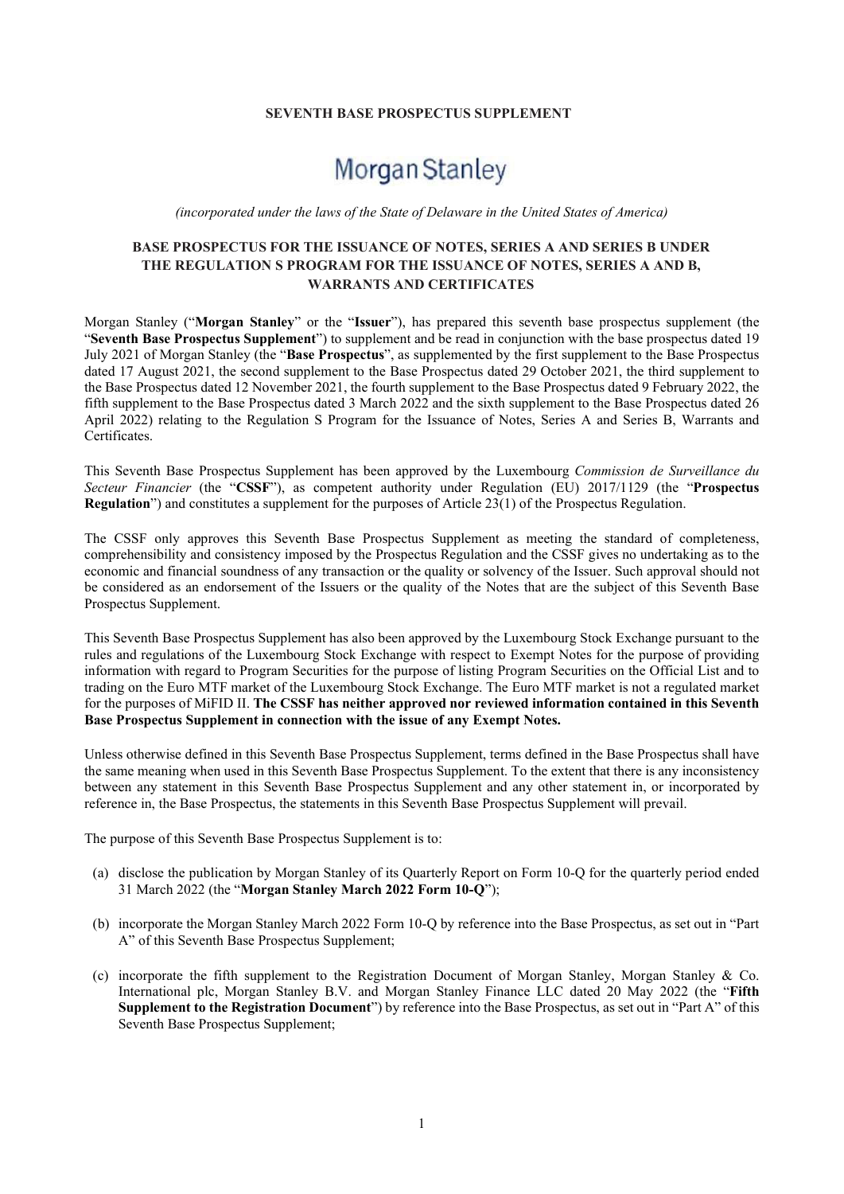**SEVENTH BASE PROSPECTUS SUPPLEMENT**

# Morgan Stanley

*(incorporated under the laws of the State of Delaware in the United States of America)*

## BASE PROSPECTUS FOR THE ISSUANCE OF NOTES, SERIES A AND SERIES B UNDER THE REGULATION S PROGRAM FOR THE ISSUANCE OF NOTES, SERIES A AND B, WARRANTS AND CERTIFICATES

Morgan Stanley ("**Morgan Stanley**" or the "**Issuer**"), has prepared this seventh base prospectus supplement (the "**Seventh Base Prospectus Supplement**") to supplement and be read in conjunction with the base prospectus dated 19 July 2021 of Morgan Stanley (the "**Base Prospectus**", as supplemented by the first supplement to the Base Prospectus dated 17 August 2021, the second supplement to the Base Prospectus dated 29 October 2021, the third supplement to the Base Prospectus dated 12 November 2021, the fourth supplement to the Base Prospectus dated 9 February 2022, the fifth supplement to the Base Prospectus dated 3 March 2022 and the sixth supplement to the Base Prospectus dated 26 April 2022) relating to the Regulation S Program for the Issuance of Notes, Series A and Series B, Warrants and Certificates.

This Seventh Base Prospectus Supplement has been approved by the Luxembourg *Commission de Surveillance du Secteur Financier* (the "**CSSF**"), as competent authority under Regulation (EU) 2017/1129 (the "**Prospectus Regulation**") and constitutes a supplement for the purposes of Article 23(1) of the Prospectus Regulation.

The CSSF only approves this Seventh Base Prospectus Supplement as meeting the standard of completeness, comprehensibility and consistency imposed by the Prospectus Regulation and the CSSF gives no undertaking as to the economic and financial soundness of any transaction or the quality or solvency of the Issuer. Such approval should not be considered as an endorsement of the Issuers or the quality of the Notes that are the subject of this Seventh Base Prospectus Supplement.

This Seventh Base Prospectus Supplement has also been approved by the Luxembourg Stock Exchange pursuant to the rules and regulations of the Luxembourg Stock Exchange with respect to Exempt Notes for the purpose of providing information with regard to Program Securities for the purpose of listing Program Securities on the Official List and to trading on the Euro MTF market of the Luxembourg Stock Exchange. The Euro MTF market is not a regulated market for the purposes of MiFID II. **The CSSF has neither approved nor reviewed information contained in this Seventh Base Prospectus Supplement in connection with the issue of any Exempt Notes.**

Unless otherwise defined in this Seventh Base Prospectus Supplement, terms defined in the Base Prospectus shall have the same meaning when used in this Seventh Base Prospectus Supplement. To the extent that there is any inconsistency between any statement in this Seventh Base Prospectus Supplement and any other statement in, or incorporated by reference in, the Base Prospectus, the statements in this Seventh Base Prospectus Supplement will prevail.

The purpose of this Seventh Base Prospectus Supplement is to:

(a) disclose the publication by Morgan Stanley of its Quarterly Report on Form 10-Q for the quarterly period ended 31 March 2022 (the "**Morgan Stanley March 2022 Form 10-Q**");

(b) incorporate the Morgan Stanley March 2022 Form 10-Q by reference into the Base Prospectus, as set out in "Part A" of this Seventh Base Prospectus Supplement;

(c) incorporate the fifth supplement to the Registration Document of Morgan Stanley, Morgan Stanley & Co. International plc, Morgan Stanley B.V. and Morgan Stanley Finance LLC dated 20 May 2022 (the "**Fifth Supplement to the Registration Document**") by reference into the Base Prospectus, as set out in "Part A" of this Seventh Base Prospectus Supplement;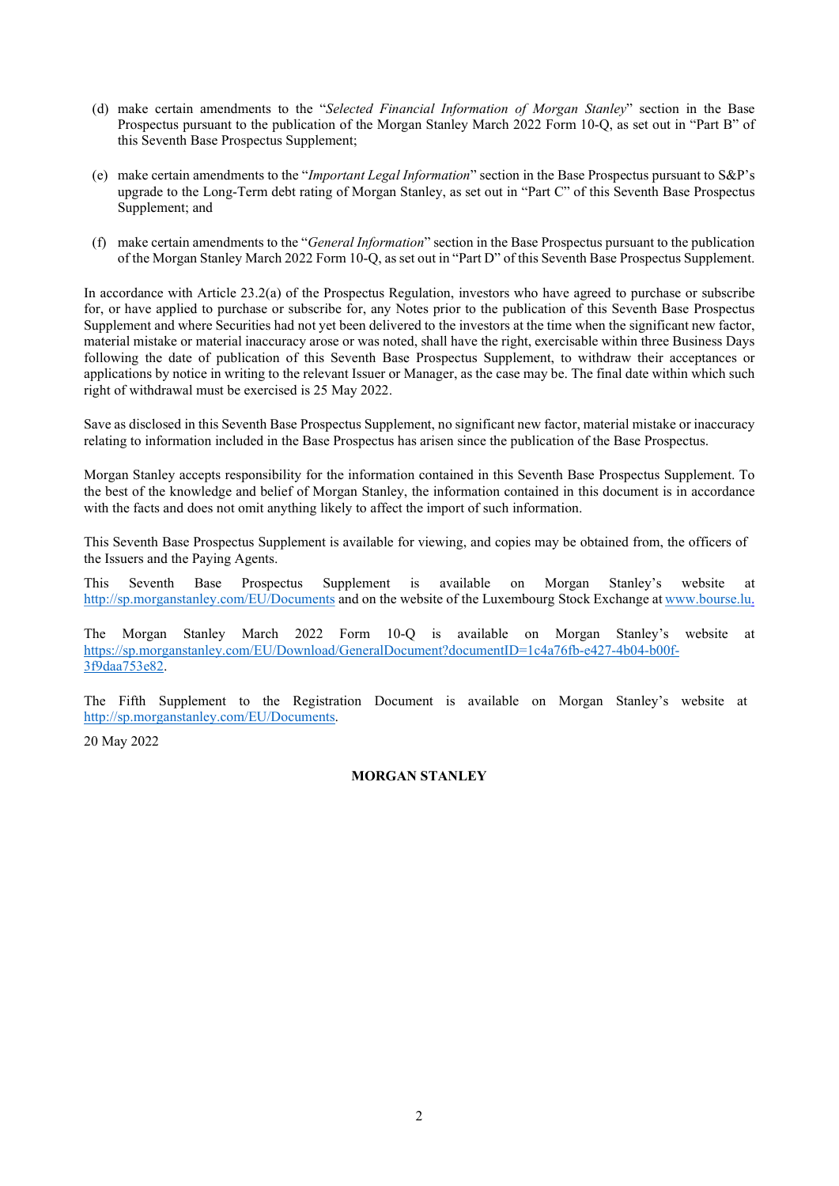(d) make certain amendments to the "*Selected Financial Information of Morgan Stanley*" section in the Base Prospectus pursuant to the publication of the Morgan Stanley March 2022 Form 10-Q, as set out in "Part B" of this Seventh Base Prospectus Supplement;

(e) make certain amendments to the "*Important Legal Information*" section in the Base Prospectus pursuant to S&P's upgrade to the Long-Term debt rating of Morgan Stanley, as set out in "Part C" of this Seventh Base Prospectus Supplement; and

(f) make certain amendments to the "*General Information*" section in the Base Prospectus pursuant to the publication of the Morgan Stanley March 2022 Form 10-Q, as set out in "Part D" of this Seventh Base Prospectus Supplement.

In accordance with Article 23.2(a) of the Prospectus Regulation, investors who have agreed to purchase or subscribe for, or have applied to purchase or subscribe for, any Notes prior to the publication of this Seventh Base Prospectus Supplement and where Securities had not yet been delivered to the investors at the time when the significant new factor, material mistake or material inaccuracy arose or was noted, shall have the right, exercisable within three Business Days following the date of publication of this Seventh Base Prospectus Supplement, to withdraw their acceptances or applications by notice in writing to the relevant Issuer or Manager, as the case may be. The final date within which such right of withdrawal must be exercised is 25 May 2022.

Save as disclosed in this Seventh Base Prospectus Supplement, no significant new factor, material mistake or inaccuracy relating to information included in the Base Prospectus has arisen since the publication of the Base Prospectus.

Morgan Stanley accepts responsibility for the information contained in this Seventh Base Prospectus Supplement. To the best of the knowledge and belief of Morgan Stanley, the information contained in this document is in accordance with the facts and does not omit anything likely to affect the import of such information.

This Seventh Base Prospectus Supplement is available for viewing, and copies may be obtained from, the officers of the Issuers and the Paying Agents.

This Seventh Base Prospectus Supplement is available on Morgan Stanley's website at http://sp.morganstanley.com/EU/Documents and on the website of the Luxembourg Stock Exchange at www.bourse.lu.

The Morgan Stanley March 2022 Form 10-Q is available on Morgan Stanley's website at https://sp.morganstanley.com/EU/Download/GeneralDocument?documentID=1c4a76fb-e427-4b04-b00f-3f9daa753e82.

The Fifth Supplement to the Registration Document is available on Morgan Stanley's website at http://sp.morganstanley.com/EU/Documents.

20 May 2022

**MORGAN STANLEY**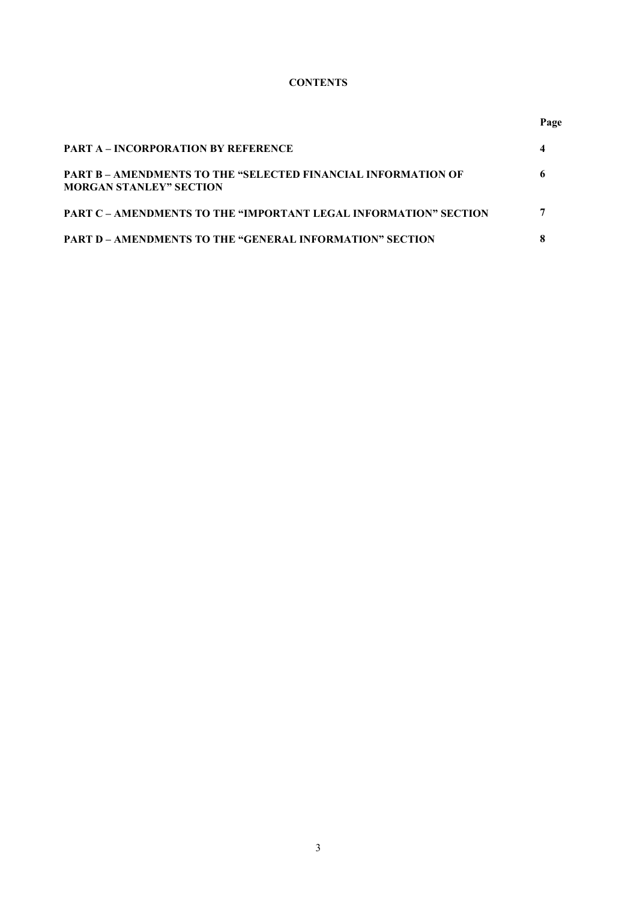**CONTENTS**

| | Page |
|---|---|
| **PART A – INCORPORATION BY REFERENCE** | **4** |
| **PART B – AMENDMENTS TO THE "SELECTED FINANCIAL INFORMATION OF MORGAN STANLEY" SECTION** | **6** |
| **PART C – AMENDMENTS TO THE "IMPORTANT LEGAL INFORMATION" SECTION** | **7** |
| **PART D – AMENDMENTS TO THE "GENERAL INFORMATION" SECTION** | **8** |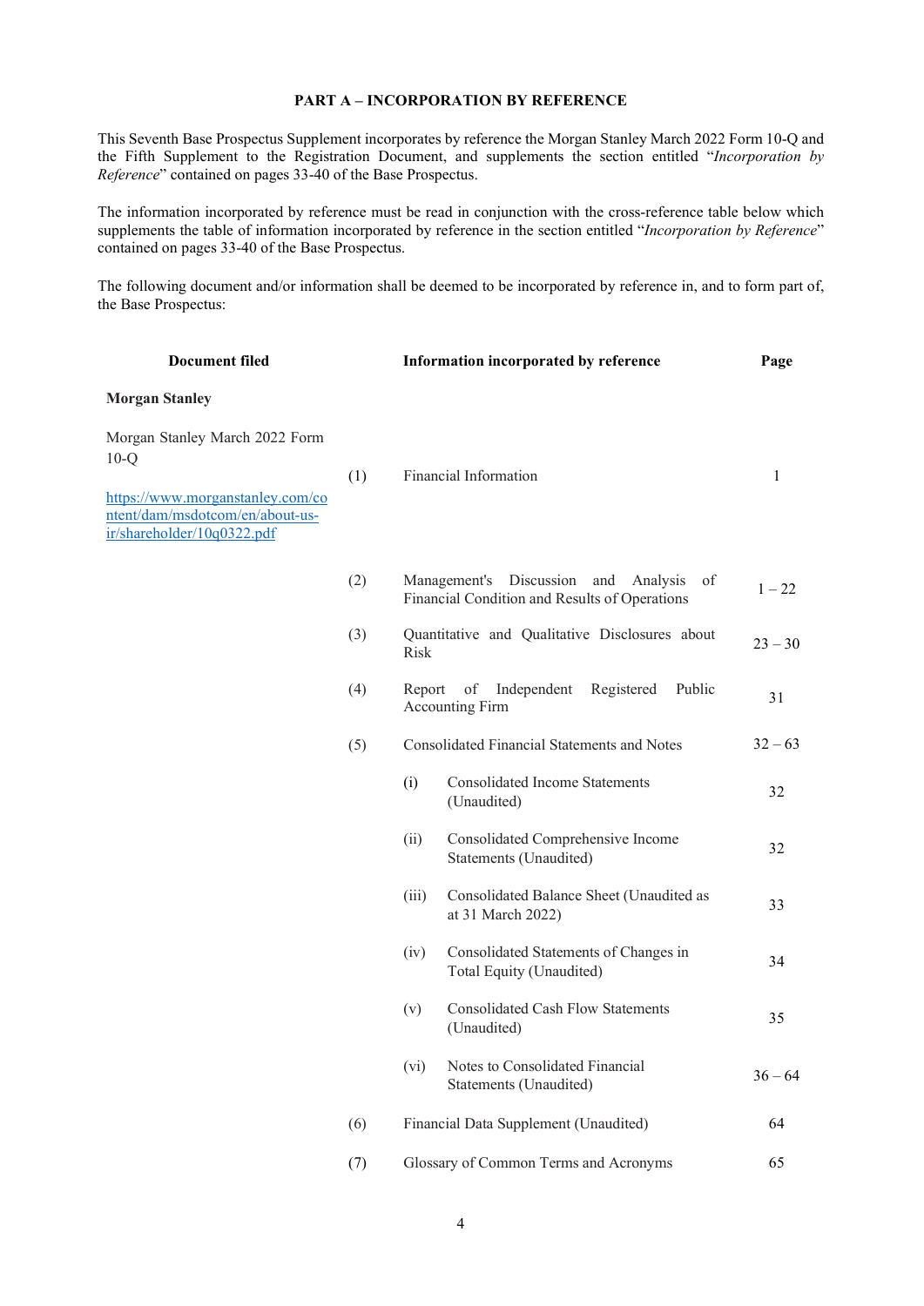## PART A – INCORPORATION BY REFERENCE

This Seventh Base Prospectus Supplement incorporates by reference the Morgan Stanley March 2022 Form 10-Q and the Fifth Supplement to the Registration Document, and supplements the section entitled "*Incorporation by Reference*" contained on pages 33-40 of the Base Prospectus.

The information incorporated by reference must be read in conjunction with the cross-reference table below which supplements the table of information incorporated by reference in the section entitled "*Incorporation by Reference*" contained on pages 33-40 of the Base Prospectus.

The following document and/or information shall be deemed to be incorporated by reference in, and to form part of, the Base Prospectus:

| Document filed | | Information incorporated by reference | Page |
|---|---|---|---|
| **Morgan Stanley** | | | |
| Morgan Stanley March 2022 Form 10-Q<br>https://www.morganstanley.com/content/dam/msdotcom/en/about-us-ir/shareholder/10q0322.pdf | (1) | Financial Information | 1 |
| | (2) | Management's Discussion and Analysis of Financial Condition and Results of Operations | 1 – 22 |
| | (3) | Quantitative and Qualitative Disclosures about Risk | 23 – 30 |
| | (4) | Report of Independent Registered Public Accounting Firm | 31 |
| | (5) | Consolidated Financial Statements and Notes | 32 – 63 |
| | | (i) Consolidated Income Statements (Unaudited) | 32 |
| | | (ii) Consolidated Comprehensive Income Statements (Unaudited) | 32 |
| | | (iii) Consolidated Balance Sheet (Unaudited as at 31 March 2022) | 33 |
| | | (iv) Consolidated Statements of Changes in Total Equity (Unaudited) | 34 |
| | | (v) Consolidated Cash Flow Statements (Unaudited) | 35 |
| | | (vi) Notes to Consolidated Financial Statements (Unaudited) | 36 – 64 |
| | (6) | Financial Data Supplement (Unaudited) | 64 |
| | (7) | Glossary of Common Terms and Acronyms | 65 |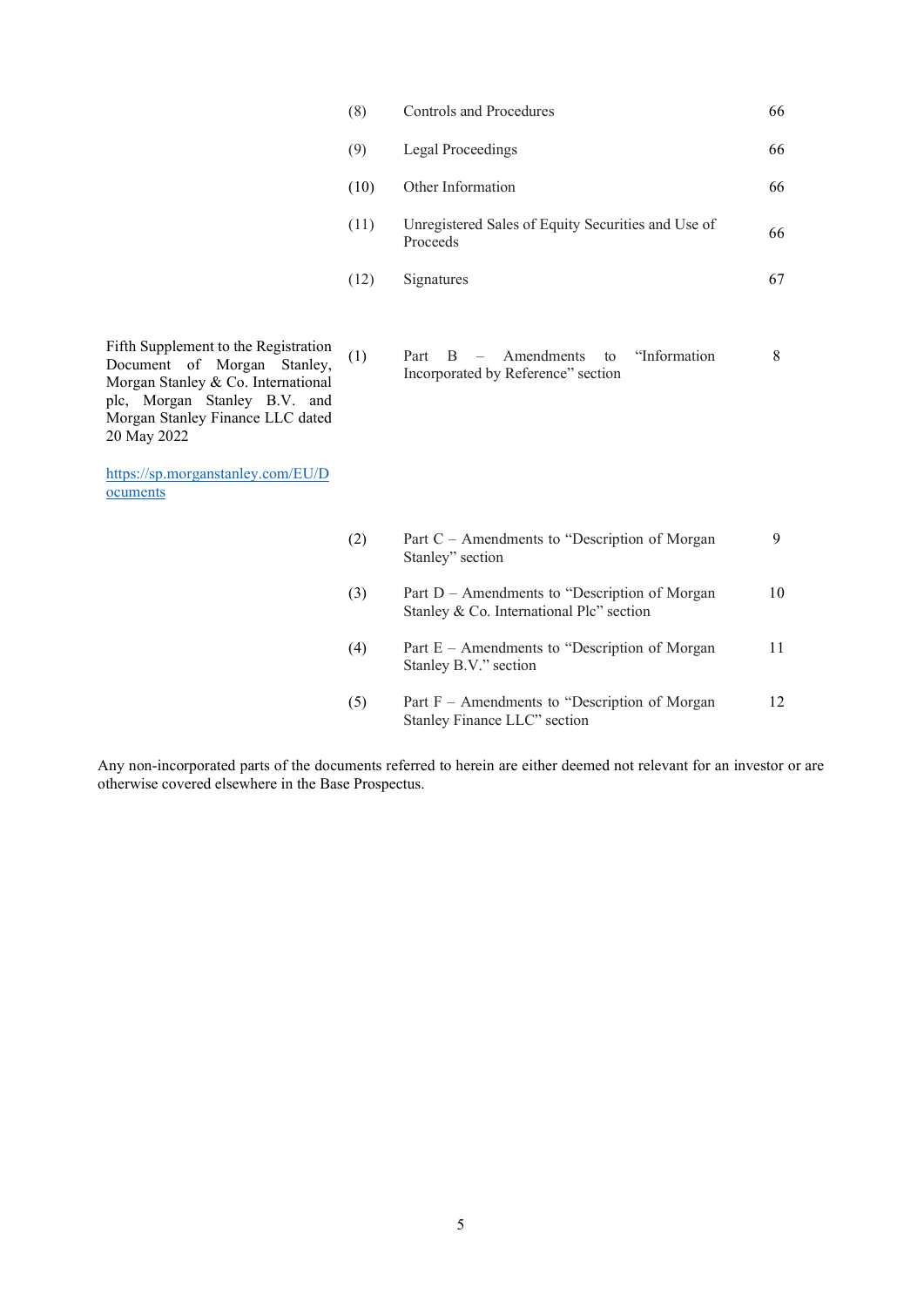| | | | |
|---|---|---|---|
| | (8) | Controls and Procedures | 66 |
| | (9) | Legal Proceedings | 66 |
| | (10) | Other Information | 66 |
| | (11) | Unregistered Sales of Equity Securities and Use of Proceeds | 66 |
| | (12) | Signatures | 67 |
| Fifth Supplement to the Registration Document of Morgan Stanley, Morgan Stanley & Co. International plc, Morgan Stanley B.V. and Morgan Stanley Finance LLC dated 20 May 2022<br><br>https://sp.morganstanley.com/EU/Documents | (1) | Part B – Amendments to "Information Incorporated by Reference" section | 8 |
| | (2) | Part C – Amendments to "Description of Morgan Stanley" section | 9 |
| | (3) | Part D – Amendments to "Description of Morgan Stanley & Co. International Plc" section | 10 |
| | (4) | Part E – Amendments to "Description of Morgan Stanley B.V." section | 11 |
| | (5) | Part F – Amendments to "Description of Morgan Stanley Finance LLC" section | 12 |

Any non-incorporated parts of the documents referred to herein are either deemed not relevant for an investor or are otherwise covered elsewhere in the Base Prospectus.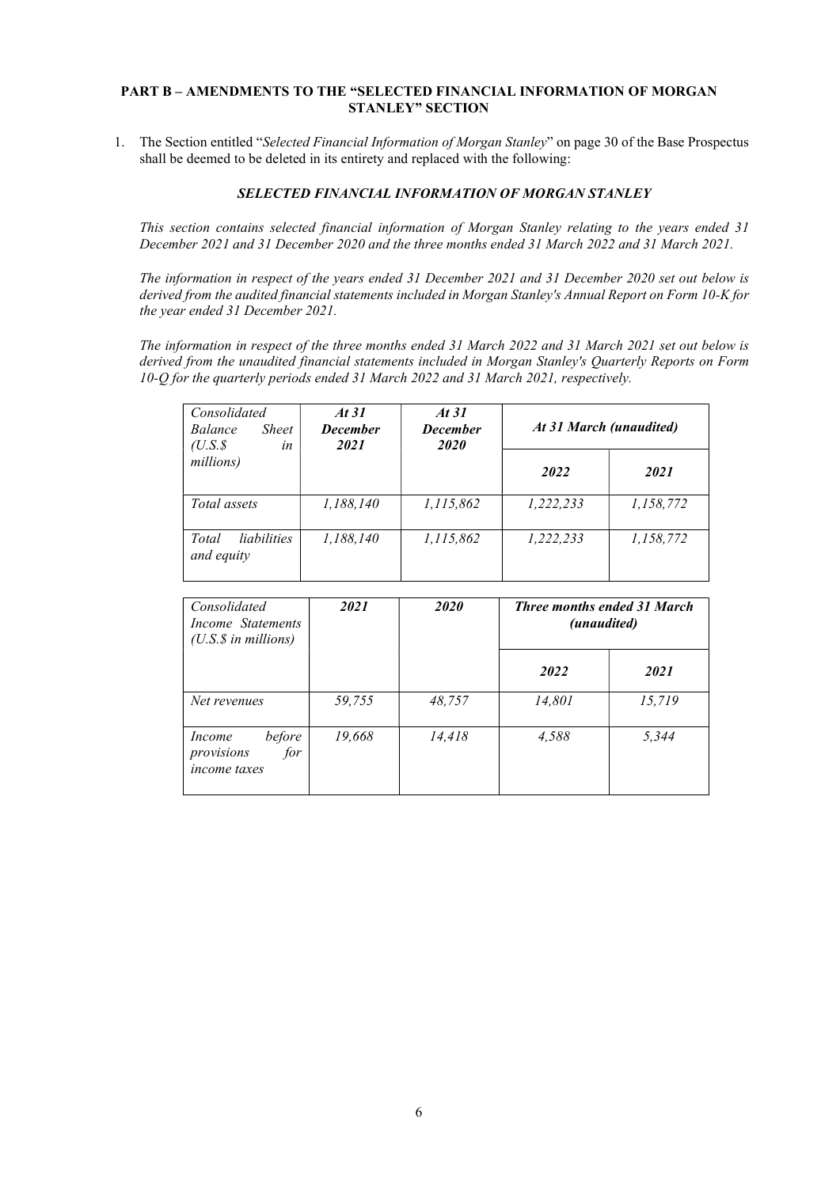**PART B – AMENDMENTS TO THE "SELECTED FINANCIAL INFORMATION OF MORGAN STANLEY" SECTION**

1. The Section entitled "*Selected Financial Information of Morgan Stanley*" on page 30 of the Base Prospectus shall be deemed to be deleted in its entirety and replaced with the following:

***SELECTED FINANCIAL INFORMATION OF MORGAN STANLEY***

*This section contains selected financial information of Morgan Stanley relating to the years ended 31 December 2021 and 31 December 2020 and the three months ended 31 March 2022 and 31 March 2021.*

*The information in respect of the years ended 31 December 2021 and 31 December 2020 set out below is derived from the audited financial statements included in Morgan Stanley's Annual Report on Form 10-K for the year ended 31 December 2021.*

*The information in respect of the three months ended 31 March 2022 and 31 March 2021 set out below is derived from the unaudited financial statements included in Morgan Stanley's Quarterly Reports on Form 10-Q for the quarterly periods ended 31 March 2022 and 31 March 2021, respectively.*

| *Consolidated Balance Sheet (U.S.$ in millions)* | ***At 31 December 2021*** | ***At 31 December 2020*** | ***At 31 March (unaudited)*** | |
|---|---|---|---|---|
| | | | ***2022*** | ***2021*** |
| *Total assets* | *1,188,140* | *1,115,862* | *1,222,233* | *1,158,772* |
| *Total liabilities and equity* | *1,188,140* | *1,115,862* | *1,222,233* | *1,158,772* |

| *Consolidated Income Statements (U.S.$ in millions)* | ***2021*** | ***2020*** | ***Three months ended 31 March (unaudited)*** | |
|---|---|---|---|---|
| | | | ***2022*** | ***2021*** |
| *Net revenues* | *59,755* | *48,757* | *14,801* | *15,719* |
| *Income before provisions for income taxes* | *19,668* | *14,418* | *4,588* | *5,344* |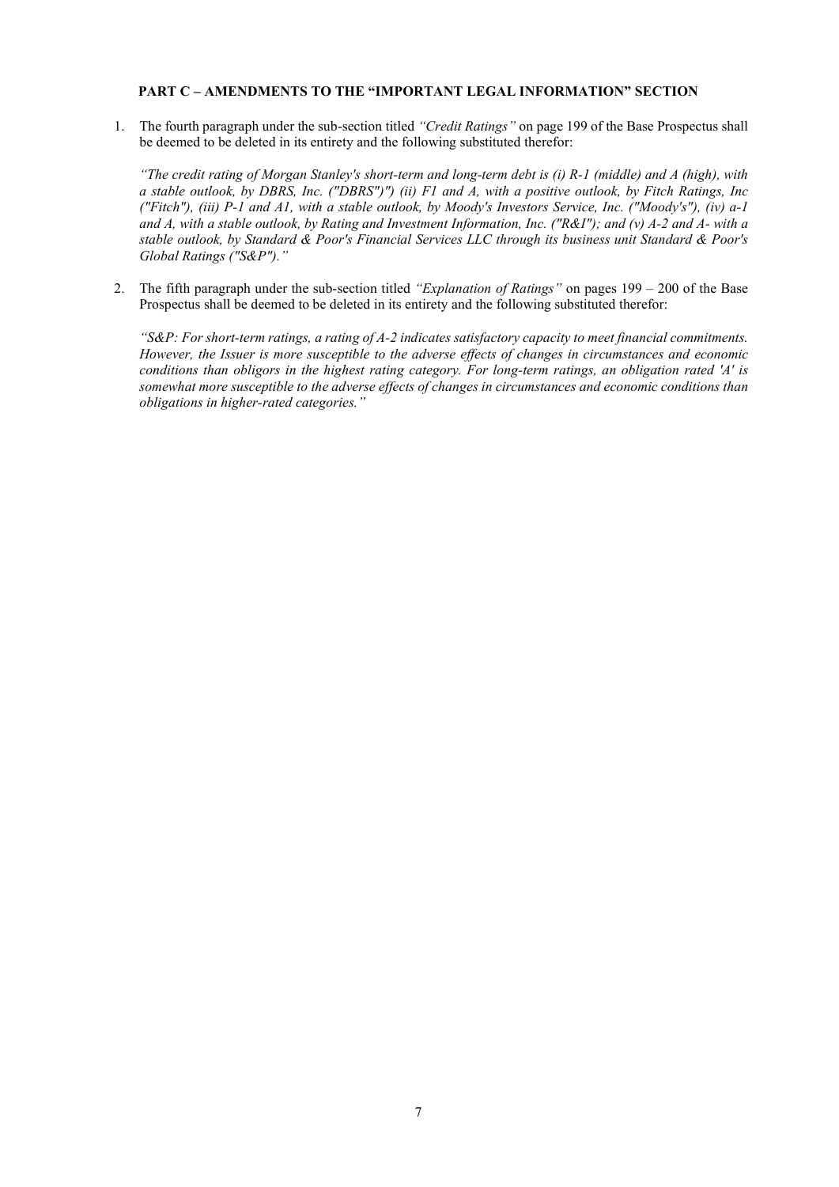**PART C – AMENDMENTS TO THE "IMPORTANT LEGAL INFORMATION" SECTION**

1. The fourth paragraph under the sub-section titled *"Credit Ratings"* on page 199 of the Base Prospectus shall be deemed to be deleted in its entirety and the following substituted therefor:

   *"The credit rating of Morgan Stanley's short-term and long-term debt is (i) R-1 (middle) and A (high), with a stable outlook, by DBRS, Inc. ("DBRS")") (ii) F1 and A, with a positive outlook, by Fitch Ratings, Inc ("Fitch"), (iii) P-1 and A1, with a stable outlook, by Moody's Investors Service, Inc. ("Moody's"), (iv) a-1 and A, with a stable outlook, by Rating and Investment Information, Inc. ("R&I"); and (v) A-2 and A- with a stable outlook, by Standard & Poor's Financial Services LLC through its business unit Standard & Poor's Global Ratings ("S&P")."*

2. The fifth paragraph under the sub-section titled *"Explanation of Ratings"* on pages 199 – 200 of the Base Prospectus shall be deemed to be deleted in its entirety and the following substituted therefor:

   *"S&P: For short-term ratings, a rating of A-2 indicates satisfactory capacity to meet financial commitments. However, the Issuer is more susceptible to the adverse effects of changes in circumstances and economic conditions than obligors in the highest rating category. For long-term ratings, an obligation rated 'A' is somewhat more susceptible to the adverse effects of changes in circumstances and economic conditions than obligations in higher-rated categories."*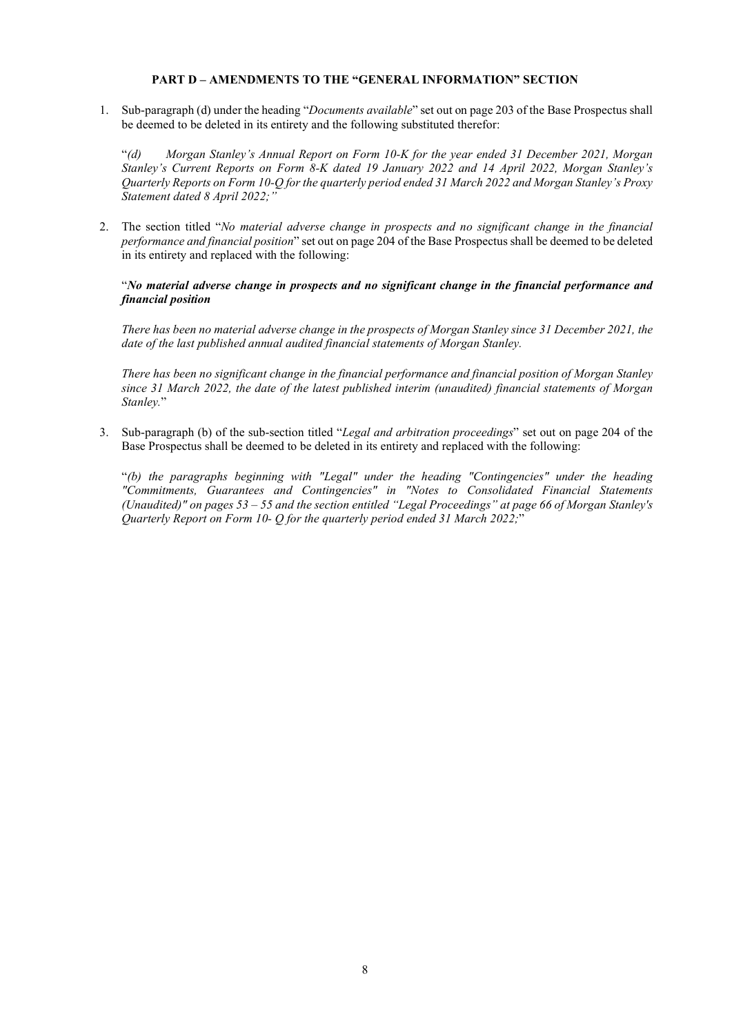**PART D – AMENDMENTS TO THE "GENERAL INFORMATION" SECTION**

1. Sub-paragraph (d) under the heading "*Documents available*" set out on page 203 of the Base Prospectus shall be deemed to be deleted in its entirety and the following substituted therefor:

   "*(d) Morgan Stanley's Annual Report on Form 10-K for the year ended 31 December 2021, Morgan Stanley's Current Reports on Form 8-K dated 19 January 2022 and 14 April 2022, Morgan Stanley's Quarterly Reports on Form 10-Q for the quarterly period ended 31 March 2022 and Morgan Stanley's Proxy Statement dated 8 April 2022;"*

2. The section titled "*No material adverse change in prospects and no significant change in the financial performance and financial position*" set out on page 204 of the Base Prospectus shall be deemed to be deleted in its entirety and replaced with the following:

   "***No material adverse change in prospects and no significant change in the financial performance and financial position***

   *There has been no material adverse change in the prospects of Morgan Stanley since 31 December 2021, the date of the last published annual audited financial statements of Morgan Stanley.*

   *There has been no significant change in the financial performance and financial position of Morgan Stanley since 31 March 2022, the date of the latest published interim (unaudited) financial statements of Morgan Stanley.*"

3. Sub-paragraph (b) of the sub-section titled "*Legal and arbitration proceedings*" set out on page 204 of the Base Prospectus shall be deemed to be deleted in its entirety and replaced with the following:

   "*(b) the paragraphs beginning with "Legal" under the heading "Contingencies" under the heading "Commitments, Guarantees and Contingencies" in "Notes to Consolidated Financial Statements (Unaudited)" on pages 53 – 55 and the section entitled "Legal Proceedings" at page 66 of Morgan Stanley's Quarterly Report on Form 10- Q for the quarterly period ended 31 March 2022;*"